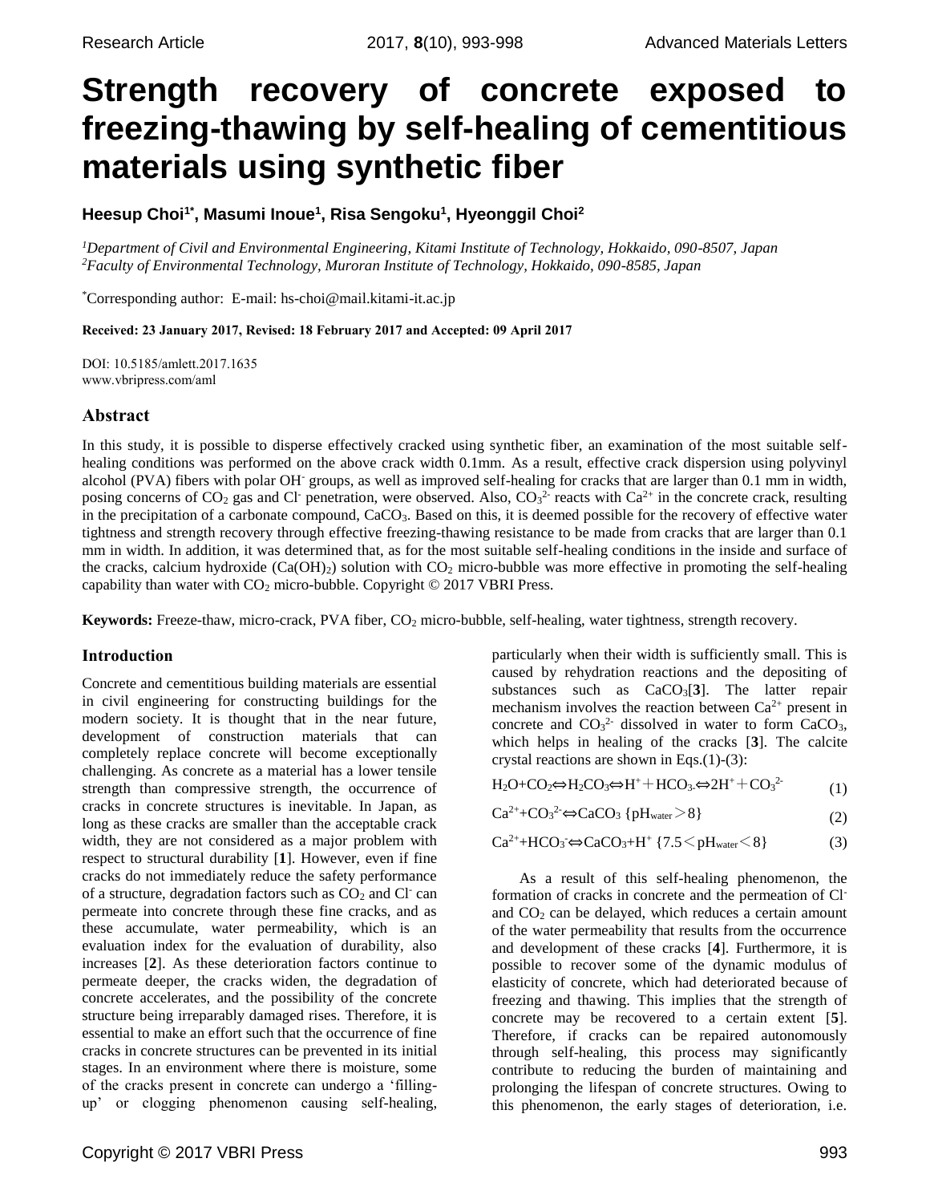# Strength recovery of concrete exposed to freezing-thawing by self-healing of cementitious materials using synthetic fiber

**Heesup Choi[1*], Masumi Inoue[1], Risa Sengoku[1], Hyeonggil Choi[2]**

*[1]Department of Civil and Environmental Engineering, Kitami Institute of Technology, Hokkaido, 090-8507, Japan*
*[2]Faculty of Environmental Technology, Muroran Institute of Technology, Hokkaido, 090-8585, Japan*

[*]Corresponding author: E-mail: hs-choi@mail.kitami-it.ac.jp

**Received: 23 January 2017, Revised: 18 February 2017 and Accepted: 09 April 2017**

DOI: 10.5185/amlett.2017.1635
www.vbripress.com/aml

## Abstract

In this study, it is possible to disperse effectively cracked using synthetic fiber, an examination of the most suitable self-healing conditions was performed on the above crack width 0.1mm. As a result, effective crack dispersion using polyvinyl alcohol (PVA) fibers with polar $OH^-$ groups, as well as improved self-healing for cracks that are larger than 0.1 mm in width, posing concerns of $CO_2$ gas and $Cl^-$ penetration, were observed. Also, $CO_3^{2-}$ reacts with $Ca^{2+}$ in the concrete crack, resulting in the precipitation of a carbonate compound, $CaCO_3$. Based on this, it is deemed possible for the recovery of effective water tightness and strength recovery through effective freezing-thawing resistance to be made from cracks that are larger than 0.1 mm in width. In addition, it was determined that, as for the most suitable self-healing conditions in the inside and surface of the cracks, calcium hydroxide ($Ca(OH)_2$) solution with $CO_2$ micro-bubble was more effective in promoting the self-healing capability than water with $CO_2$ micro-bubble. Copyright © 2017 VBRI Press.

**Keywords:** Freeze-thaw, micro-crack, PVA fiber, $CO_2$ micro-bubble, self-healing, water tightness, strength recovery.

## Introduction

Concrete and cementitious building materials are essential in civil engineering for constructing buildings for the modern society. It is thought that in the near future, development of construction materials that can completely replace concrete will become exceptionally challenging. As concrete as a material has a lower tensile strength than compressive strength, the occurrence of cracks in concrete structures is inevitable. In Japan, as long as these cracks are smaller than the acceptable crack width, they are not considered as a major problem with respect to structural durability [**1**]. However, even if fine cracks do not immediately reduce the safety performance of a structure, degradation factors such as $CO_2$ and $Cl^-$ can permeate into concrete through these fine cracks, and as these accumulate, water permeability, which is an evaluation index for the evaluation of durability, also increases [**2**]. As these deterioration factors continue to permeate deeper, the cracks widen, the degradation of concrete accelerates, and the possibility of the concrete structure being irreparably damaged rises. Therefore, it is essential to make an effort such that the occurrence of fine cracks in concrete structures can be prevented in its initial stages. In an environment where there is moisture, some of the cracks present in concrete can undergo a 'filling-up' or clogging phenomenon causing self-healing, particularly when their width is sufficiently small. This is caused by rehydration reactions and the depositing of substances such as $CaCO_3$[**3**]. The latter repair mechanism involves the reaction between $Ca^{2+}$ present in concrete and $CO_3^{2-}$ dissolved in water to form $CaCO_3$, which helps in healing of the cracks [**3**]. The calcite crystal reactions are shown in Eqs.(1)-(3):

$$H_2O+CO_2 \Leftrightarrow H_2CO_3 \Leftrightarrow H^+ + HCO_3^- \Leftrightarrow 2H^+ + CO_3^{2-} \tag{1}$$

$$Ca^{2+}+CO_3^{2-} \Leftrightarrow CaCO_3 \; \{pH_{water} > 8\} \tag{2}$$

$$Ca^{2+}+HCO_3^- \Leftrightarrow CaCO_3+H^+ \; \{7.5 < pH_{water} < 8\} \tag{3}$$

As a result of this self-healing phenomenon, the formation of cracks in concrete and the permeation of $Cl^-$ and $CO_2$ can be delayed, which reduces a certain amount of the water permeability that results from the occurrence and development of these cracks [**4**]. Furthermore, it is possible to recover some of the dynamic modulus of elasticity of concrete, which had deteriorated because of freezing and thawing. This implies that the strength of concrete may be recovered to a certain extent [**5**]. Therefore, if cracks can be repaired autonomously through self-healing, this process may significantly contribute to reducing the burden of maintaining and prolonging the lifespan of concrete structures. Owing to this phenomenon, the early stages of deterioration, i.e.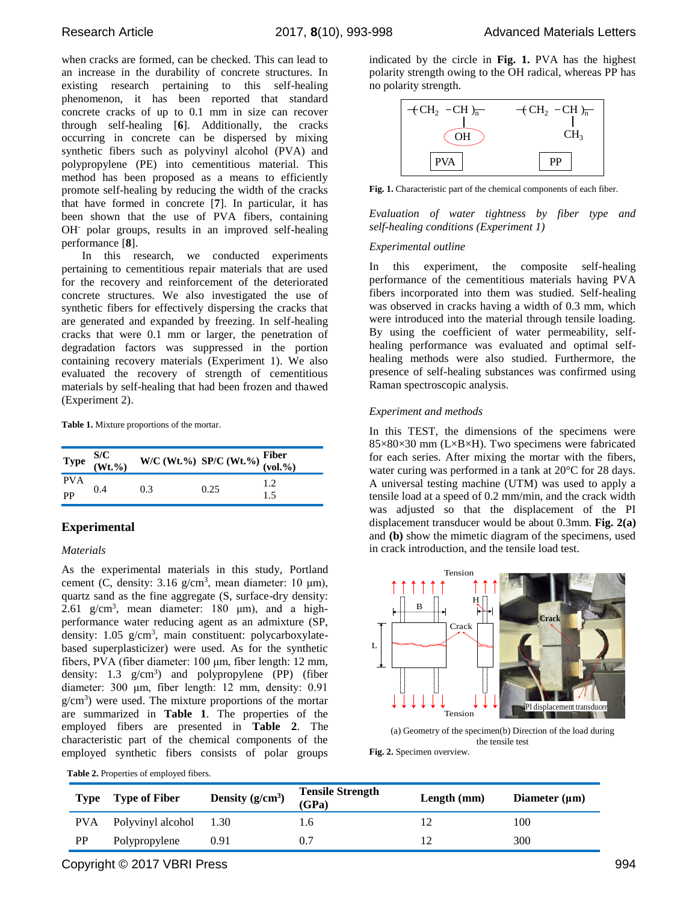when cracks are formed, can be checked. This can lead to an increase in the durability of concrete structures. In existing research pertaining to this self-healing phenomenon, it has been reported that standard concrete cracks of up to 0.1 mm in size can recover through self-healing [6]. Additionally, the cracks occurring in concrete can be dispersed by mixing synthetic fibers such as polyvinyl alcohol (PVA) and polypropylene (PE) into cementitious material. This method has been proposed as a means to efficiently promote self-healing by reducing the width of the cracks that have formed in concrete [7]. In particular, it has been shown that the use of PVA fibers, containing $OH^-$ polar groups, results in an improved self-healing performance [8].

In this research, we conducted experiments pertaining to cementitious repair materials that are used for the recovery and reinforcement of the deteriorated concrete structures. We also investigated the use of synthetic fibers for effectively dispersing the cracks that are generated and expanded by freezing. In self-healing cracks that were 0.1 mm or larger, the penetration of degradation factors was suppressed in the portion containing recovery materials (Experiment 1). We also evaluated the recovery of strength of cementitious materials by self-healing that had been frozen and thawed (Experiment 2).

**Table 1.** Mixture proportions of the mortar.

| Type | S/C (Wt.%) | W/C (Wt.%) | SP/C (Wt.%) | Fiber (vol.%) |
|---|---|---|---|---|
| PVA | 0.4 | 0.3 | 0.25 | 1.2 |
| PP | | | | 1.5 |

## Experimental

*Materials*

As the experimental materials in this study, Portland cement (C, density: 3.16 g/cm$^3$, mean diameter: 10 μm), quartz sand as the fine aggregate (S, surface-dry density: 2.61 g/cm$^3$, mean diameter: 180 μm), and a high-performance water reducing agent as an admixture (SP, density: 1.05 g/cm$^3$, main constituent: polycarboxylate-based superplasticizer) were used. As for the synthetic fibers, PVA (fiber diameter: 100 μm, fiber length: 12 mm, density: 1.3 g/cm$^3$) and polypropylene (PP) (fiber diameter: 300 μm, fiber length: 12 mm, density: 0.91 g/cm$^3$) were used. The mixture proportions of the mortar are summarized in **Table 1**. The properties of the employed fibers are presented in **Table 2**. The characteristic part of the chemical components of the employed synthetic fibers consists of polar groups indicated by the circle in **Fig. 1.** PVA has the highest polarity strength owing to the OH radical, whereas PP has no polarity strength.

**Fig. 1.** Characteristic part of the chemical components of each fiber.

*Evaluation of water tightness by fiber type and self-healing conditions (Experiment 1)*

*Experimental outline*

In this experiment, the composite self-healing performance of the cementitious materials having PVA fibers incorporated into them was studied. Self-healing was observed in cracks having a width of 0.3 mm, which were introduced into the material through tensile loading. By using the coefficient of water permeability, self-healing performance was evaluated and optimal self-healing methods were also studied. Furthermore, the presence of self-healing substances was confirmed using Raman spectroscopic analysis.

*Experiment and methods*

In this TEST, the dimensions of the specimens were 85×80×30 mm (L×B×H). Two specimens were fabricated for each series. After mixing the mortar with the fibers, water curing was performed in a tank at 20°C for 28 days. A universal testing machine (UTM) was used to apply a tensile load at a speed of 0.2 mm/min, and the crack width was adjusted so that the displacement of the PI displacement transducer would be about 0.3mm. **Fig. 2(a)** and **(b)** show the mimetic diagram of the specimens, used in crack introduction, and the tensile load test.

(a) Geometry of the specimen(b) Direction of the load during the tensile test

**Fig. 2.** Specimen overview.

**Table 2.** Properties of employed fibers.

| Type | Type of Fiber | Density (g/cm$^3$) | Tensile Strength (GPa) | Length (mm) | Diameter (μm) |
|---|---|---|---|---|---|
| PVA | Polyvinyl alcohol | 1.30 | 1.6 | 12 | 100 |
| PP | Polypropylene | 0.91 | 0.7 | 12 | 300 |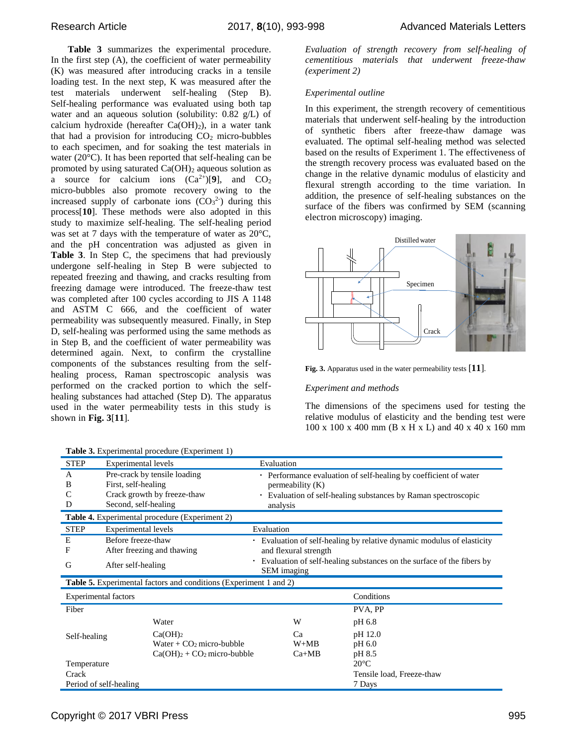**Table 3** summarizes the experimental procedure. In the first step (A), the coefficient of water permeability (K) was measured after introducing cracks in a tensile loading test. In the next step, K was measured after the test materials underwent self-healing (Step B). Self-healing performance was evaluated using both tap water and an aqueous solution (solubility: 0.82 g/L) of calcium hydroxide (hereafter $Ca(OH)_2$), in a water tank that had a provision for introducing $CO_2$ micro-bubbles to each specimen, and for soaking the test materials in water (20°C). It has been reported that self-healing can be promoted by using saturated $Ca(OH)_2$ aqueous solution as a source for calcium ions ($Ca^{2+}$)[**9**], and $CO_2$ micro-bubbles also promote recovery owing to the increased supply of carbonate ions ($CO_3^{2-}$) during this process[**10**]. These methods were also adopted in this study to maximize self-healing. The self-healing period was set at 7 days with the temperature of water as 20°C, and the pH concentration was adjusted as given in **Table 3**. In Step C, the specimens that had previously undergone self-healing in Step B were subjected to repeated freezing and thawing, and cracks resulting from freezing damage were introduced. The freeze-thaw test was completed after 100 cycles according to JIS A 1148 and ASTM C 666, and the coefficient of water permeability was subsequently measured. Finally, in Step D, self-healing was performed using the same methods as in Step B, and the coefficient of water permeability was determined again. Next, to confirm the crystalline components of the substances resulting from the self-healing process, Raman spectroscopic analysis was performed on the cracked portion to which the self-healing substances had attached (Step D). The apparatus used in the water permeability tests in this study is shown in **Fig. 3**[**11**].

*Evaluation of strength recovery from self-healing of cementitious materials that underwent freeze-thaw (experiment 2)*

*Experimental outline*

In this experiment, the strength recovery of cementitious materials that underwent self-healing by the introduction of synthetic fibers after freeze-thaw damage was evaluated. The optimal self-healing method was selected based on the results of Experiment 1. The effectiveness of the strength recovery process was evaluated based on the change in the relative dynamic modulus of elasticity and flexural strength according to the time variation. In addition, the presence of self-healing substances on the surface of the fibers was confirmed by SEM (scanning electron microscopy) imaging.

**Fig. 3.** Apparatus used in the water permeability tests [**11**].

*Experiment and methods*

The dimensions of the specimens used for testing the relative modulus of elasticity and the bending test were 100 x 100 x 400 mm (B x H x L) and 40 x 40 x 160 mm

**Table 3.** Experimental procedure (Experiment 1)

| STEP | Experimental levels | Evaluation |
|---|---|---|
| A | Pre-crack by tensile loading | · Performance evaluation of self-healing by coefficient of water permeability (K) |
| B | First, self-healing | |
| C | Crack growth by freeze-thaw | · Evaluation of self-healing substances by Raman spectroscopic analysis |
| D | Second, self-healing | |

**Table 4.** Experimental procedure (Experiment 2)

| STEP | Experimental levels | Evaluation |
|---|---|---|
| E | Before freeze-thaw | · Evaluation of self-healing by relative dynamic modulus of elasticity and flexural strength |
| F | After freezing and thawing | |
| G | After self-healing | · Evaluation of self-healing substances on the surface of the fibers by SEM imaging |

**Table 5.** Experimental factors and conditions (Experiment 1 and 2)

| Experimental factors | | | Conditions |
|---|---|---|---|
| Fiber | | | PVA, PP |
| Self-healing | Water | W | pH 6.8 |
| | $Ca(OH)_2$ | Ca | pH 12.0 |
| | Water + $CO_2$ micro-bubble | W+MB | pH 6.0 |
| | $Ca(OH)_2$ + $CO_2$ micro-bubble | Ca+MB | pH 8.5 |
| Temperature | | | 20°C |
| Crack | | | Tensile load, Freeze-thaw |
| Period of self-healing | | | 7 Days |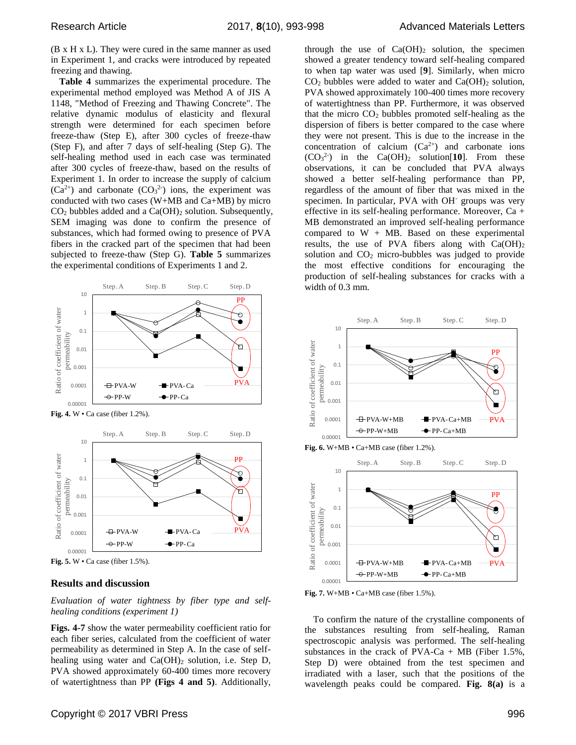(B x H x L). They were cured in the same manner as used in Experiment 1, and cracks were introduced by repeated freezing and thawing.

**Table 4** summarizes the experimental procedure. The experimental method employed was Method A of JIS A 1148, "Method of Freezing and Thawing Concrete". The relative dynamic modulus of elasticity and flexural strength were determined for each specimen before freeze-thaw (Step E), after 300 cycles of freeze-thaw (Step F), and after 7 days of self-healing (Step G). The self-healing method used in each case was terminated after 300 cycles of freeze-thaw, based on the results of Experiment 1. In order to increase the supply of calcium ($Ca^{2+}$) and carbonate ($CO_3^{2-}$) ions, the experiment was conducted with two cases (W+MB and Ca+MB) by micro $CO_2$ bubbles added and a $Ca(OH)_2$ solution. Subsequently, SEM imaging was done to confirm the presence of substances, which had formed owing to presence of PVA fibers in the cracked part of the specimen that had been subjected to freeze-thaw (Step G). **Table 5** summarizes the experimental conditions of Experiments 1 and 2.

**Fig. 4.** W • Ca case (fiber 1.2%).

**Fig. 5.** W • Ca case (fiber 1.5%).

## Results and discussion

*Evaluation of water tightness by fiber type and self-healing conditions (experiment 1)*

**Figs. 4-7** show the water permeability coefficient ratio for each fiber series, calculated from the coefficient of water permeability as determined in Step A. In the case of self-healing using water and $Ca(OH)_2$ solution, i.e. Step D, PVA showed approximately 60-400 times more recovery of watertightness than PP **(Figs 4 and 5)**. Additionally, through the use of $Ca(OH)_2$ solution, the specimen showed a greater tendency toward self-healing compared to when tap water was used [**9**]. Similarly, when micro $CO_2$ bubbles were added to water and $Ca(OH)_2$ solution, PVA showed approximately 100-400 times more recovery of watertightness than PP. Furthermore, it was observed that the micro $CO_2$ bubbles promoted self-healing as the dispersion of fibers is better compared to the case where they were not present. This is due to the increase in the concentration of calcium ($Ca^{2+}$) and carbonate ions ($CO_3^{2-}$) in the $Ca(OH)_2$ solution[**10**]. From these observations, it can be concluded that PVA always showed a better self-healing performance than PP, regardless of the amount of fiber that was mixed in the specimen. In particular, PVA with $OH^-$ groups was very effective in its self-healing performance. Moreover, Ca + MB demonstrated an improved self-healing performance compared to W + MB. Based on these experimental results, the use of PVA fibers along with $Ca(OH)_2$ solution and $CO_2$ micro-bubbles was judged to provide the most effective conditions for encouraging the production of self-healing substances for cracks with a width of 0.3 mm.

**Fig. 6.** W+MB • Ca+MB case (fiber 1.2%).

**Fig. 7.** W+MB • Ca+MB case (fiber 1.5%).

To confirm the nature of the crystalline components of the substances resulting from self-healing, Raman spectroscopic analysis was performed. The self-healing substances in the crack of PVA-Ca + MB (Fiber 1.5%, Step D) were obtained from the test specimen and irradiated with a laser, such that the positions of the wavelength peaks could be compared. **Fig. 8(a)** is a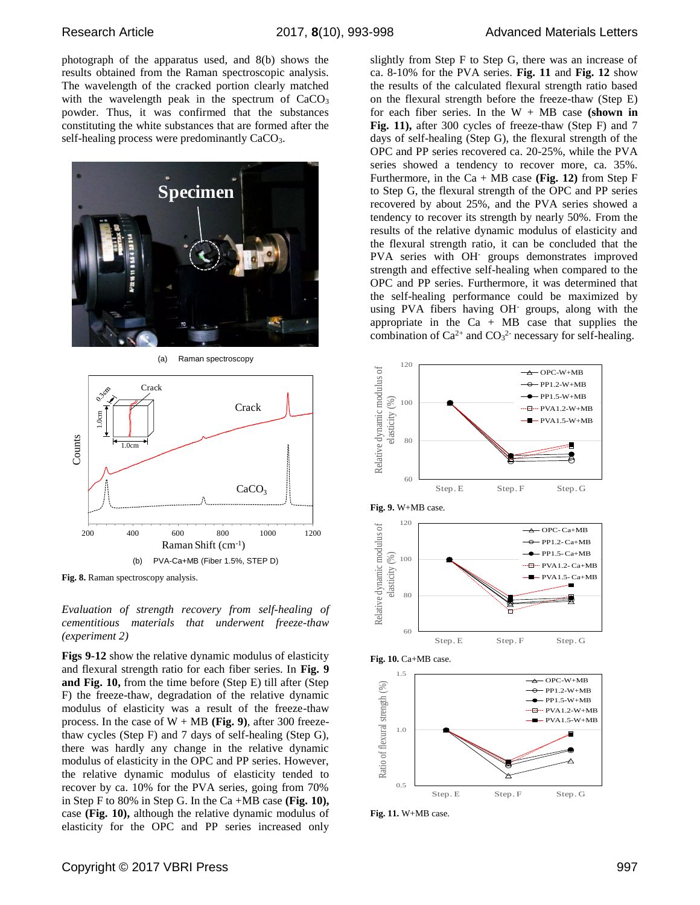photograph of the apparatus used, and 8(b) shows the results obtained from the Raman spectroscopic analysis. The wavelength of the cracked portion clearly matched with the wavelength peak in the spectrum of $CaCO_3$ powder. Thus, it was confirmed that the substances constituting the white substances that are formed after the self-healing process were predominantly $CaCO_3$.

(a) Raman spectroscopy

(b) PVA-Ca+MB (Fiber 1.5%, STEP D)

**Fig. 8.** Raman spectroscopy analysis.

*Evaluation of strength recovery from self-healing of cementitious materials that underwent freeze-thaw (experiment 2)*

**Figs 9-12** show the relative dynamic modulus of elasticity and flexural strength ratio for each fiber series. In **Fig. 9 and Fig. 10,** from the time before (Step E) till after (Step F) the freeze-thaw, degradation of the relative dynamic modulus of elasticity was a result of the freeze-thaw process. In the case of W + MB (**Fig. 9**), after 300 freeze-thaw cycles (Step F) and 7 days of self-healing (Step G), there was hardly any change in the relative dynamic modulus of elasticity in the OPC and PP series. However, the relative dynamic modulus of elasticity tended to recover by ca. 10% for the PVA series, going from 70% in Step F to 80% in Step G. In the Ca +MB case **(Fig. 10),** case **(Fig. 10),** although the relative dynamic modulus of elasticity for the OPC and PP series increased only slightly from Step F to Step G, there was an increase of ca. 8-10% for the PVA series. **Fig. 11** and **Fig. 12** show the results of the calculated flexural strength ratio based on the flexural strength before the freeze-thaw (Step E) for each fiber series. In the W + MB case **(shown in Fig. 11),** after 300 cycles of freeze-thaw (Step F) and 7 days of self-healing (Step G), the flexural strength of the OPC and PP series recovered ca. 20-25%, while the PVA series showed a tendency to recover more, ca. 35%. Furthermore, in the Ca + MB case **(Fig. 12)** from Step F to Step G, the flexural strength of the OPC and PP series recovered by about 25%, and the PVA series showed a tendency to recover its strength by nearly 50%. From the results of the relative dynamic modulus of elasticity and the flexural strength ratio, it can be concluded that the PVA series with $OH^-$ groups demonstrates improved strength and effective self-healing when compared to the OPC and PP series. Furthermore, it was determined that the self-healing performance could be maximized by using PVA fibers having $OH^-$ groups, along with the appropriate in the Ca + MB case that supplies the combination of $Ca^{2+}$ and $CO_3^{2-}$ necessary for self-healing.

**Fig. 9.** W+MB case.

**Fig. 10.** Ca+MB case.

**Fig. 11.** W+MB case.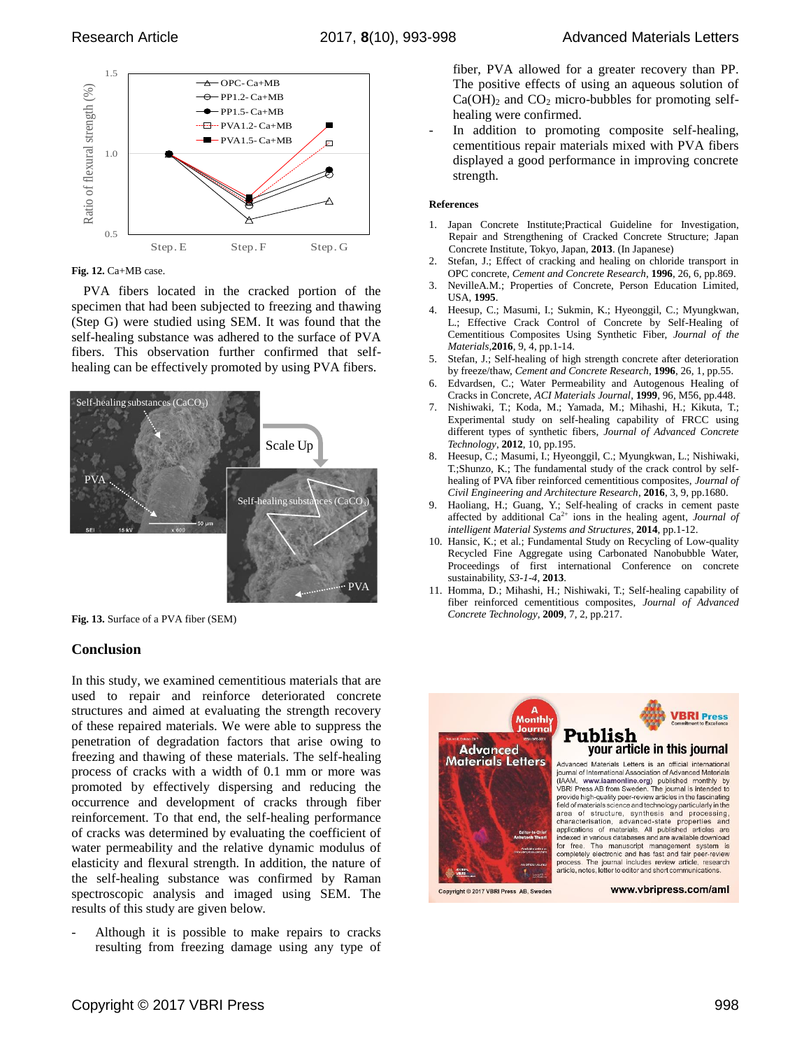Ratio of flexural strength (%)

1.5

1.0

0.5

Step. E

Step. F

Step. G

OPC- Ca+MB

PP1.2- Ca+MB

PP1.5- Ca+MB

PVA1.2- Ca+MB

PVA1.5- Ca+MB

**Fig. 12.** Ca+MB case.

PVA fibers located in the cracked portion of the specimen that had been subjected to freezing and thawing (Step G) were studied using SEM. It was found that the self-healing substance was adhered to the surface of PVA fibers. This observation further confirmed that self-healing can be effectively promoted by using PVA fibers.

Self-healing substances ($CaCO_3$)

PVA

Scale Up

Self-healing substances ($CaCO_3$)

PVA

**Fig. 13.** Surface of a PVA fiber (SEM)

## Conclusion

In this study, we examined cementitious materials that are used to repair and reinforce deteriorated concrete structures and aimed at evaluating the strength recovery of these repaired materials. We were able to suppress the penetration of degradation factors that arise owing to freezing and thawing of these materials. The self-healing process of cracks with a width of 0.1 mm or more was promoted by effectively dispersing and reducing the occurrence and development of cracks through fiber reinforcement. To that end, the self-healing performance of cracks was determined by evaluating the coefficient of water permeability and the relative dynamic modulus of elasticity and flexural strength. In addition, the nature of the self-healing substance was confirmed by Raman spectroscopic analysis and imaged using SEM. The results of this study are given below.

- Although it is possible to make repairs to cracks resulting from freezing damage using any type of fiber, PVA allowed for a greater recovery than PP. The positive effects of using an aqueous solution of $Ca(OH)_2$ and $CO_2$ micro-bubbles for promoting self-healing were confirmed.
- In addition to promoting composite self-healing, cementitious repair materials mixed with PVA fibers displayed a good performance in improving concrete strength.

### References

1. Japan Concrete Institute;Practical Guideline for Investigation, Repair and Strengthening of Cracked Concrete Structure; Japan Concrete Institute, Tokyo, Japan, **2013**. (In Japanese)
2. Stefan, J.; Effect of cracking and healing on chloride transport in OPC concrete, *Cement and Concrete Research*, **1996**, 26, 6, pp.869.
3. NevilleA.M.; Properties of Concrete, Person Education Limited, USA, **1995**.
4. Heesup, C.; Masumi, I.; Sukmin, K.; Hyeonggil, C.; Myungkwan, L.; Effective Crack Control of Concrete by Self-Healing of Cementitious Composites Using Synthetic Fiber, *Journal of the Materials*,**2016**, 9, 4, pp.1-14.
5. Stefan, J.; Self-healing of high strength concrete after deterioration by freeze/thaw, *Cement and Concrete Research*, **1996**, 26, 1, pp.55.
6. Edvardsen, C.; Water Permeability and Autogenous Healing of Cracks in Concrete, *ACI Materials Journal*, **1999**, 96, M56, pp.448.
7. Nishiwaki, T.; Koda, M.; Yamada, M.; Mihashi, H.; Kikuta, T.; Experimental study on self-healing capability of FRCC using different types of synthetic fibers, *Journal of Advanced Concrete Technology*, **2012**, 10, pp.195.
8. Heesup, C.; Masumi, I.; Hyeonggil, C.; Myungkwan, L.; Nishiwaki, T.;Shunzo, K.; The fundamental study of the crack control by self-healing of PVA fiber reinforced cementitious composites, *Journal of Civil Engineering and Architecture Research*, **2016**, 3, 9, pp.1680.
9. Haoliang, H.; Guang, Y.; Self-healing of cracks in cement paste affected by additional $Ca^{2+}$ ions in the healing agent, *Journal of intelligent Material Systems and Structures*, **2014**, pp.1-12.
10. Hansic, K.; et al.; Fundamental Study on Recycling of Low-quality Recycled Fine Aggregate using Carbonated Nanobubble Water, Proceedings of first international Conference on concrete sustainability, *S3-1-4*, **2013**.
11. Homma, D.; Mihashi, H.; Nishiwaki, T.; Self-healing capability of fiber reinforced cementitious composites, *Journal of Advanced Concrete Technology*, **2009**, 7, 2, pp.217.

A Monthly Journal

Advanced Materials Letters

VBRI Press

Commitment to Excellence

**Publish your article in this journal**

Advanced Materials Letters is an official international journal of International Association of Advanced Materials (IAAM, www.iaamonline.org) published monthly by VBRI Press AB from Sweden. The journal is intended to provide high-quality peer-review articles in the fascinating field of materials science and technology particularly in the area of structure, synthesis and processing, characterisation, advanced-state properties and applications of materials. All published articles are indexed in various databases and are available download for free. The manuscript management system is completely electronic and has fast and fair peer-review process. The journal includes review article, research article, notes, letter to editor and short communications.

Copyright © 2017 VBRI Press AB, Sweden

www.vbripress.com/aml